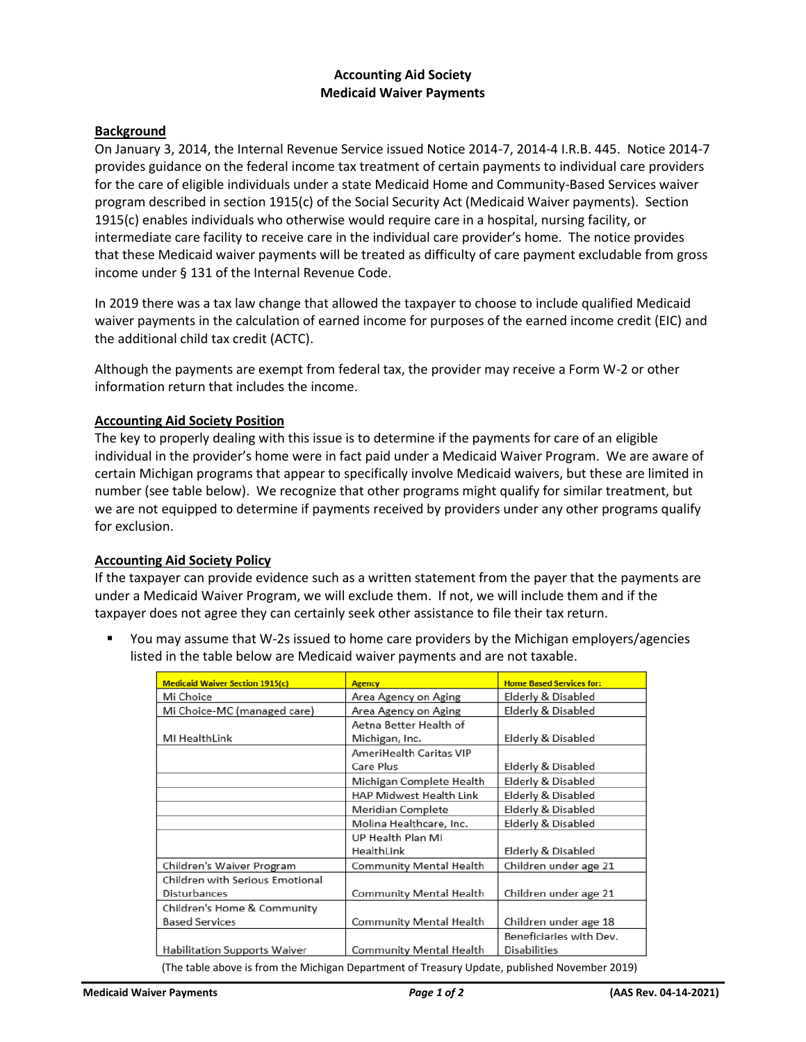# Accounting Aid Society
## Medicaid Waiver Payments

### Background

On January 3, 2014, the Internal Revenue Service issued Notice 2014-7, 2014-4 I.R.B. 445. Notice 2014-7 provides guidance on the federal income tax treatment of certain payments to individual care providers for the care of eligible individuals under a state Medicaid Home and Community-Based Services waiver program described in section 1915(c) of the Social Security Act (Medicaid Waiver payments). Section 1915(c) enables individuals who otherwise would require care in a hospital, nursing facility, or intermediate care facility to receive care in the individual care provider's home. The notice provides that these Medicaid waiver payments will be treated as difficulty of care payment excludable from gross income under § 131 of the Internal Revenue Code.

In 2019 there was a tax law change that allowed the taxpayer to choose to include qualified Medicaid waiver payments in the calculation of earned income for purposes of the earned income credit (EIC) and the additional child tax credit (ACTC).

Although the payments are exempt from federal tax, the provider may receive a Form W-2 or other information return that includes the income.

### Accounting Aid Society Position

The key to properly dealing with this issue is to determine if the payments for care of an eligible individual in the provider's home were in fact paid under a Medicaid Waiver Program. We are aware of certain Michigan programs that appear to specifically involve Medicaid waivers, but these are limited in number (see table below). We recognize that other programs might qualify for similar treatment, but we are not equipped to determine if payments received by providers under any other programs qualify for exclusion.

### Accounting Aid Society Policy

If the taxpayer can provide evidence such as a written statement from the payer that the payments are under a Medicaid Waiver Program, we will exclude them. If not, we will include them and if the taxpayer does not agree they can certainly seek other assistance to file their tax return.

- You may assume that W-2s issued to home care providers by the Michigan employers/agencies listed in the table below are Medicaid waiver payments and are not taxable.

| Medicaid Waiver Section 1915(c) | Agency | Home Based Services for: |
|---|---|---|
| Mi Choice | Area Agency on Aging | Elderly & Disabled |
| Mi Choice-MC (managed care) | Area Agency on Aging | Elderly & Disabled |
| MI HealthLink | Aetna Better Health of Michigan, Inc. | Elderly & Disabled |
| | AmeriHealth Caritas VIP Care Plus | Elderly & Disabled |
| | Michigan Complete Health | Elderly & Disabled |
| | HAP Midwest Health Link | Elderly & Disabled |
| | Meridian Complete | Elderly & Disabled |
| | Molina Healthcare, Inc. | Elderly & Disabled |
| | UP Health Plan MI HealthLink | Elderly & Disabled |
| Children's Waiver Program | Community Mental Health | Children under age 21 |
| Children with Serious Emotional Disturbances | Community Mental Health | Children under age 21 |
| Children's Home & Community Based Services | Community Mental Health | Children under age 18 |
| Habilitation Supports Waiver | Community Mental Health | Beneficiaries with Dev. Disabilities |

(The table above is from the Michigan Department of Treasury Update, published November 2019)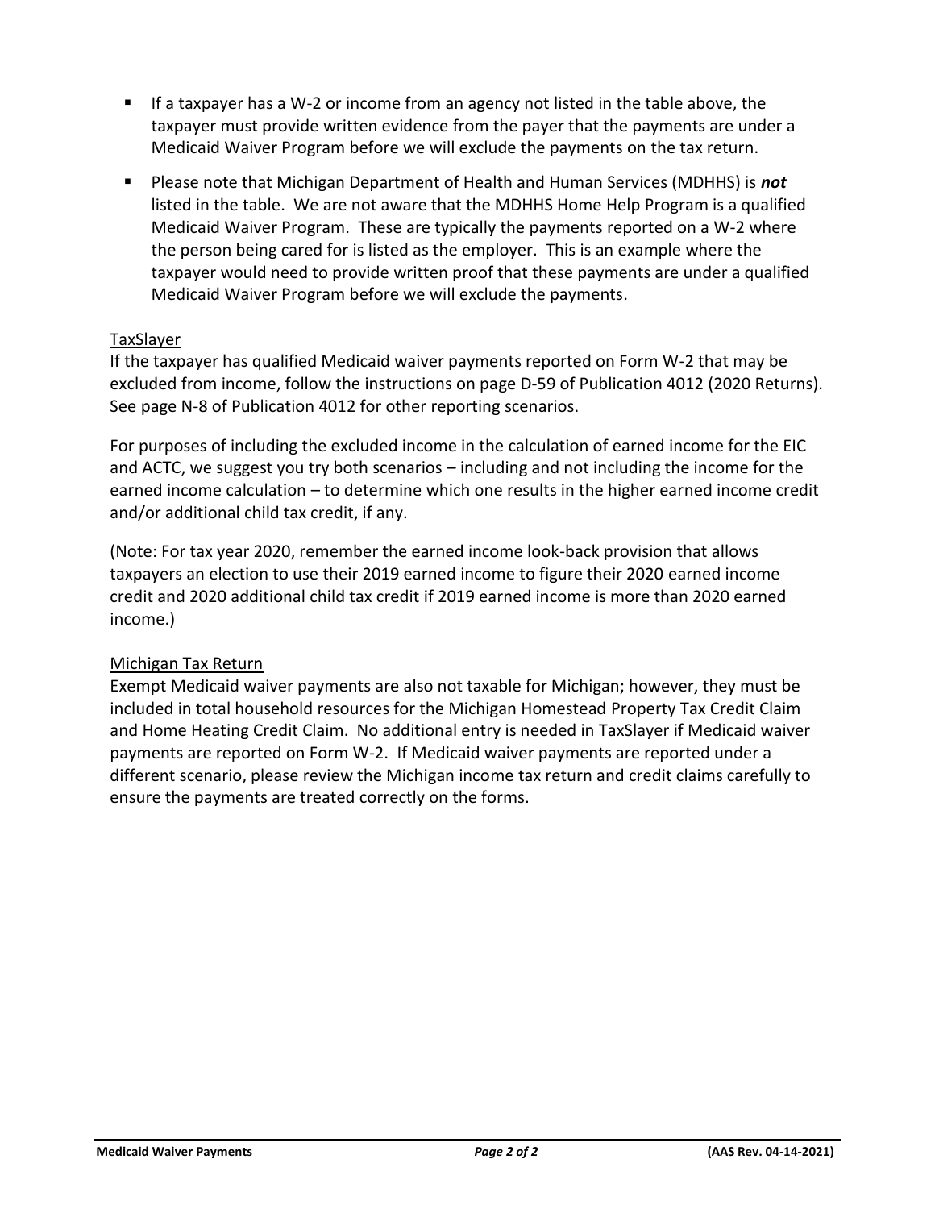- If a taxpayer has a W-2 or income from an agency not listed in the table above, the taxpayer must provide written evidence from the payer that the payments are under a Medicaid Waiver Program before we will exclude the payments on the tax return.
- Please note that Michigan Department of Health and Human Services (MDHHS) is ***not*** listed in the table. We are not aware that the MDHHS Home Help Program is a qualified Medicaid Waiver Program. These are typically the payments reported on a W-2 where the person being cared for is listed as the employer. This is an example where the taxpayer would need to provide written proof that these payments are under a qualified Medicaid Waiver Program before we will exclude the payments.

<u>TaxSlayer</u>

If the taxpayer has qualified Medicaid waiver payments reported on Form W-2 that may be excluded from income, follow the instructions on page D-59 of Publication 4012 (2020 Returns). See page N-8 of Publication 4012 for other reporting scenarios.

For purposes of including the excluded income in the calculation of earned income for the EIC and ACTC, we suggest you try both scenarios – including and not including the income for the earned income calculation – to determine which one results in the higher earned income credit and/or additional child tax credit, if any.

(Note: For tax year 2020, remember the earned income look-back provision that allows taxpayers an election to use their 2019 earned income to figure their 2020 earned income credit and 2020 additional child tax credit if 2019 earned income is more than 2020 earned income.)

<u>Michigan Tax Return</u>

Exempt Medicaid waiver payments are also not taxable for Michigan; however, they must be included in total household resources for the Michigan Homestead Property Tax Credit Claim and Home Heating Credit Claim. No additional entry is needed in TaxSlayer if Medicaid waiver payments are reported on Form W-2. If Medicaid waiver payments are reported under a different scenario, please review the Michigan income tax return and credit claims carefully to ensure the payments are treated correctly on the forms.